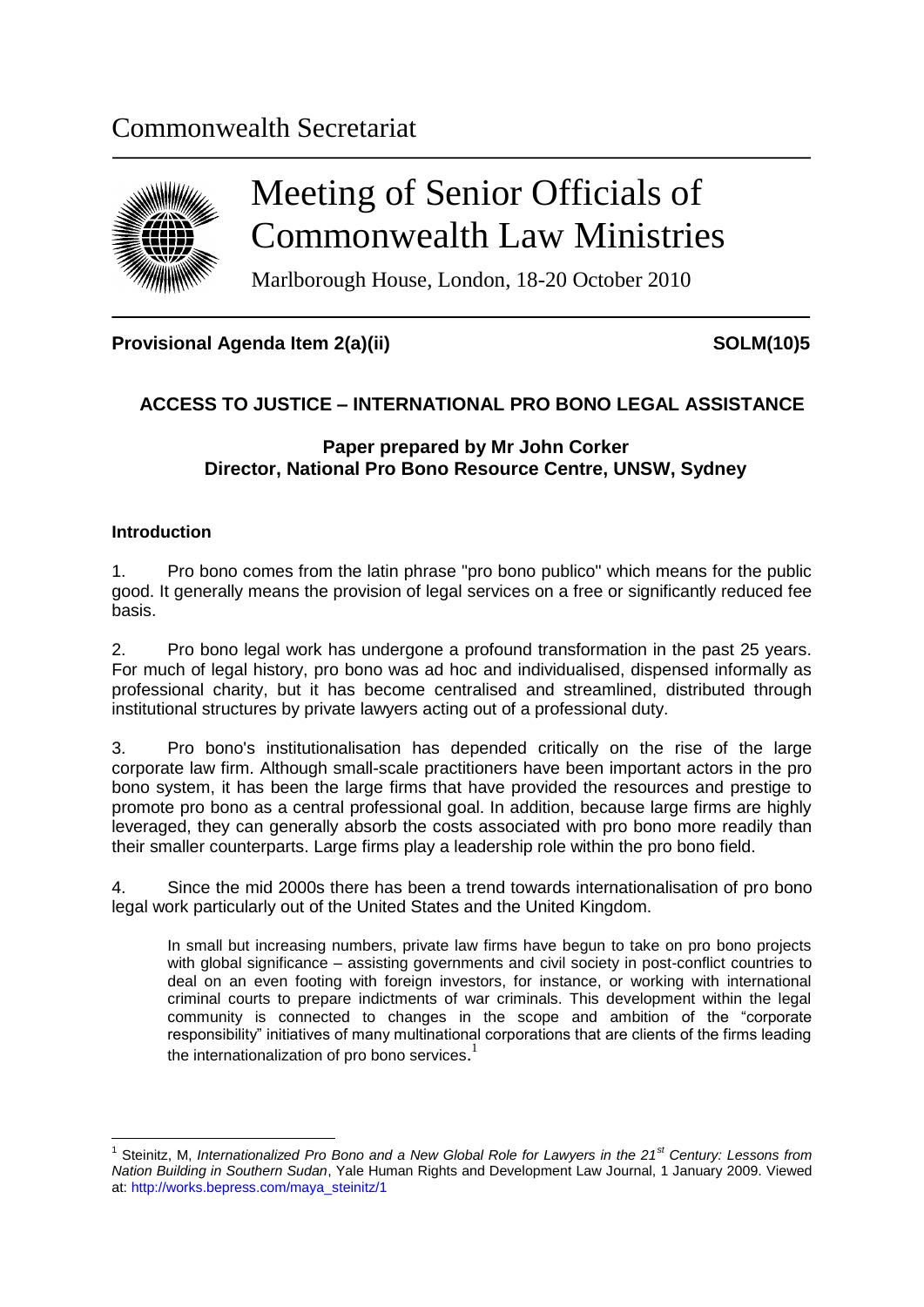# Commonwealth Secretariat

# Meeting of Senior Officials of Commonwealth Law Ministries

Marlborough House, London, 18-20 October 2010

**Provisional Agenda Item 2(a)(ii)** **SOLM(10)5**

## ACCESS TO JUSTICE – INTERNATIONAL PRO BONO LEGAL ASSISTANCE

**Paper prepared by Mr John Corker**
**Director, National Pro Bono Resource Centre, UNSW, Sydney**

### Introduction

1. Pro bono comes from the latin phrase "pro bono publico" which means for the public good. It generally means the provision of legal services on a free or significantly reduced fee basis.

2. Pro bono legal work has undergone a profound transformation in the past 25 years. For much of legal history, pro bono was ad hoc and individualised, dispensed informally as professional charity, but it has become centralised and streamlined, distributed through institutional structures by private lawyers acting out of a professional duty.

3. Pro bono's institutionalisation has depended critically on the rise of the large corporate law firm. Although small-scale practitioners have been important actors in the pro bono system, it has been the large firms that have provided the resources and prestige to promote pro bono as a central professional goal. In addition, because large firms are highly leveraged, they can generally absorb the costs associated with pro bono more readily than their smaller counterparts. Large firms play a leadership role within the pro bono field.

4. Since the mid 2000s there has been a trend towards internationalisation of pro bono legal work particularly out of the United States and the United Kingdom.

> In small but increasing numbers, private law firms have begun to take on pro bono projects with global significance – assisting governments and civil society in post-conflict countries to deal on an even footing with foreign investors, for instance, or working with international criminal courts to prepare indictments of war criminals. This development within the legal community is connected to changes in the scope and ambition of the "corporate responsibility" initiatives of many multinational corporations that are clients of the firms leading the internationalization of pro bono services.[1]

---

[1] Steinitz, M, *Internationalized Pro Bono and a New Global Role for Lawyers in the 21st Century: Lessons from Nation Building in Southern Sudan*, Yale Human Rights and Development Law Journal, 1 January 2009. Viewed at: http://works.bepress.com/maya_steinitz/1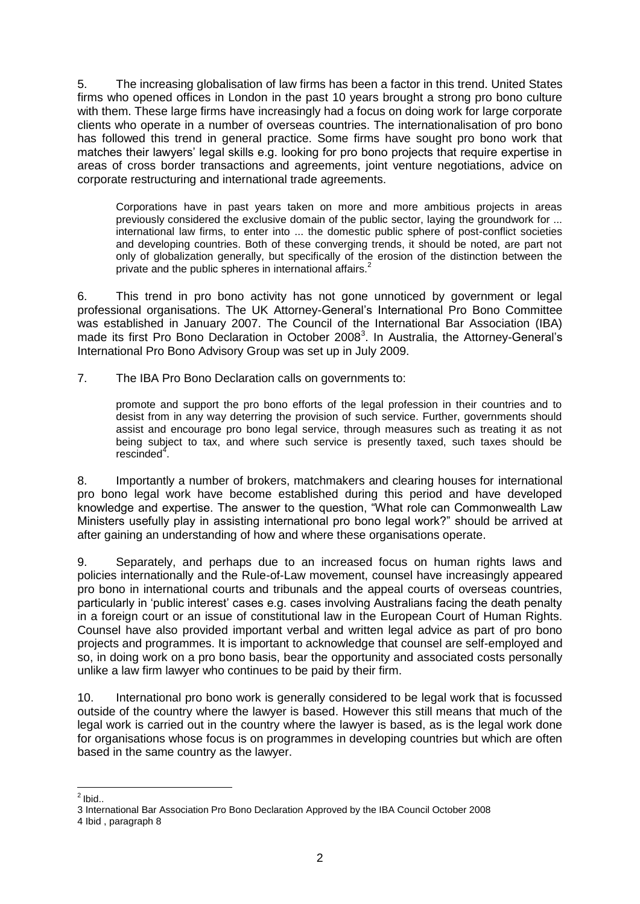5. The increasing globalisation of law firms has been a factor in this trend. United States firms who opened offices in London in the past 10 years brought a strong pro bono culture with them. These large firms have increasingly had a focus on doing work for large corporate clients who operate in a number of overseas countries. The internationalisation of pro bono has followed this trend in general practice. Some firms have sought pro bono work that matches their lawyers' legal skills e.g. looking for pro bono projects that require expertise in areas of cross border transactions and agreements, joint venture negotiations, advice on corporate restructuring and international trade agreements.

> Corporations have in past years taken on more and more ambitious projects in areas previously considered the exclusive domain of the public sector, laying the groundwork for ... international law firms, to enter into ... the domestic public sphere of post-conflict societies and developing countries. Both of these converging trends, it should be noted, are part not only of globalization generally, but specifically of the erosion of the distinction between the private and the public spheres in international affairs.[2]

6. This trend in pro bono activity has not gone unnoticed by government or legal professional organisations. The UK Attorney-General's International Pro Bono Committee was established in January 2007. The Council of the International Bar Association (IBA) made its first Pro Bono Declaration in October 2008[3]. In Australia, the Attorney-General's International Pro Bono Advisory Group was set up in July 2009.

7. The IBA Pro Bono Declaration calls on governments to:

> promote and support the pro bono efforts of the legal profession in their countries and to desist from in any way deterring the provision of such service. Further, governments should assist and encourage pro bono legal service, through measures such as treating it as not being subject to tax, and where such service is presently taxed, such taxes should be rescinded[4].

8. Importantly a number of brokers, matchmakers and clearing houses for international pro bono legal work have become established during this period and have developed knowledge and expertise. The answer to the question, "What role can Commonwealth Law Ministers usefully play in assisting international pro bono legal work?" should be arrived at after gaining an understanding of how and where these organisations operate.

9. Separately, and perhaps due to an increased focus on human rights laws and policies internationally and the Rule-of-Law movement, counsel have increasingly appeared pro bono in international courts and tribunals and the appeal courts of overseas countries, particularly in 'public interest' cases e.g. cases involving Australians facing the death penalty in a foreign court or an issue of constitutional law in the European Court of Human Rights. Counsel have also provided important verbal and written legal advice as part of pro bono projects and programmes. It is important to acknowledge that counsel are self-employed and so, in doing work on a pro bono basis, bear the opportunity and associated costs personally unlike a law firm lawyer who continues to be paid by their firm.

10. International pro bono work is generally considered to be legal work that is focussed outside of the country where the lawyer is based. However this still means that much of the legal work is carried out in the country where the lawyer is based, as is the legal work done for organisations whose focus is on programmes in developing countries but which are often based in the same country as the lawyer.

---

[2] Ibid..

[3] International Bar Association Pro Bono Declaration Approved by the IBA Council October 2008

[4] Ibid , paragraph 8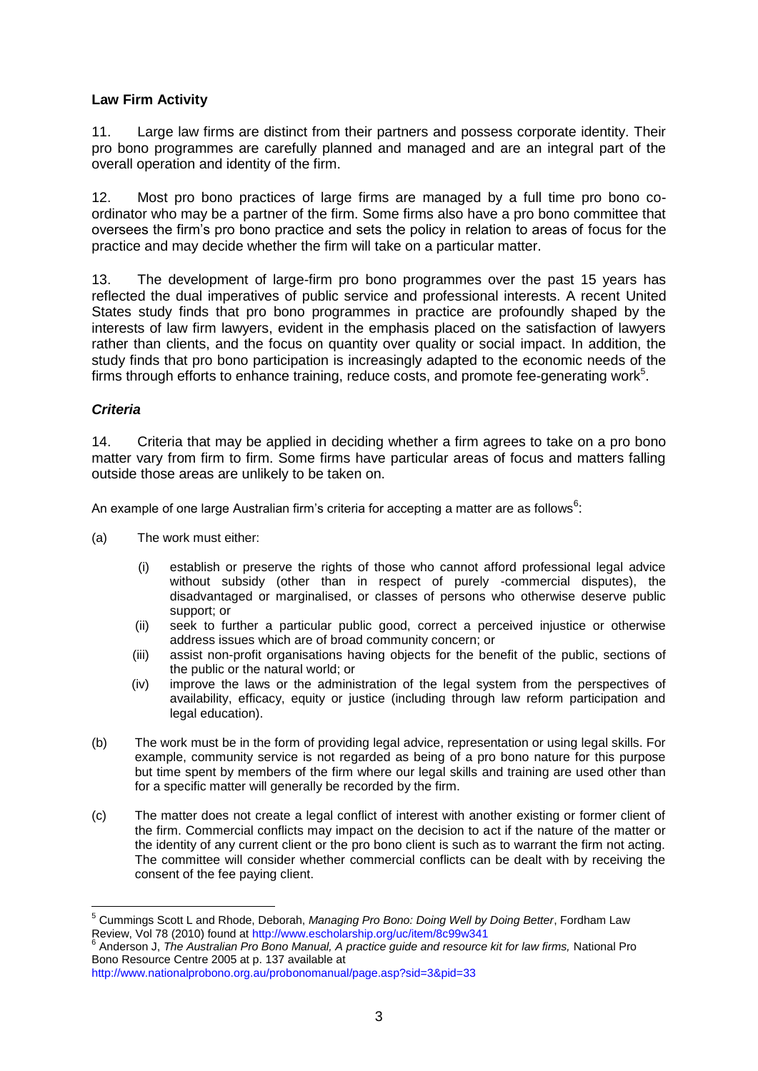**Law Firm Activity**

11. Large law firms are distinct from their partners and possess corporate identity. Their pro bono programmes are carefully planned and managed and are an integral part of the overall operation and identity of the firm.

12. Most pro bono practices of large firms are managed by a full time pro bono co-ordinator who may be a partner of the firm. Some firms also have a pro bono committee that oversees the firm's pro bono practice and sets the policy in relation to areas of focus for the practice and may decide whether the firm will take on a particular matter.

13. The development of large-firm pro bono programmes over the past 15 years has reflected the dual imperatives of public service and professional interests. A recent United States study finds that pro bono programmes in practice are profoundly shaped by the interests of law firm lawyers, evident in the emphasis placed on the satisfaction of lawyers rather than clients, and the focus on quantity over quality or social impact. In addition, the study finds that pro bono participation is increasingly adapted to the economic needs of the firms through efforts to enhance training, reduce costs, and promote fee-generating work[5].

***Criteria***

14. Criteria that may be applied in deciding whether a firm agrees to take on a pro bono matter vary from firm to firm. Some firms have particular areas of focus and matters falling outside those areas are unlikely to be taken on.

An example of one large Australian firm's criteria for accepting a matter are as follows[6]:

(a) The work must either:

  (i) establish or preserve the rights of those who cannot afford professional legal advice without subsidy (other than in respect of purely -commercial disputes), the disadvantaged or marginalised, or classes of persons who otherwise deserve public support; or

  (ii) seek to further a particular public good, correct a perceived injustice or otherwise address issues which are of broad community concern; or

  (iii) assist non-profit organisations having objects for the benefit of the public, sections of the public or the natural world; or

  (iv) improve the laws or the administration of the legal system from the perspectives of availability, efficacy, equity or justice (including through law reform participation and legal education).

(b) The work must be in the form of providing legal advice, representation or using legal skills. For example, community service is not regarded as being of a pro bono nature for this purpose but time spent by members of the firm where our legal skills and training are used other than for a specific matter will generally be recorded by the firm.

(c) The matter does not create a legal conflict of interest with another existing or former client of the firm. Commercial conflicts may impact on the decision to act if the nature of the matter or the identity of any current client or the pro bono client is such as to warrant the firm not acting. The committee will consider whether commercial conflicts can be dealt with by receiving the consent of the fee paying client.

---

[5] Cummings Scott L and Rhode, Deborah, *Managing Pro Bono: Doing Well by Doing Better*, Fordham Law Review, Vol 78 (2010) found at http://www.escholarship.org/uc/item/8c99w341

[6] Anderson J, *The Australian Pro Bono Manual, A practice guide and resource kit for law firms,* National Pro Bono Resource Centre 2005 at p. 137 available at http://www.nationalprobono.org.au/probonomanual/page.asp?sid=3&pid=33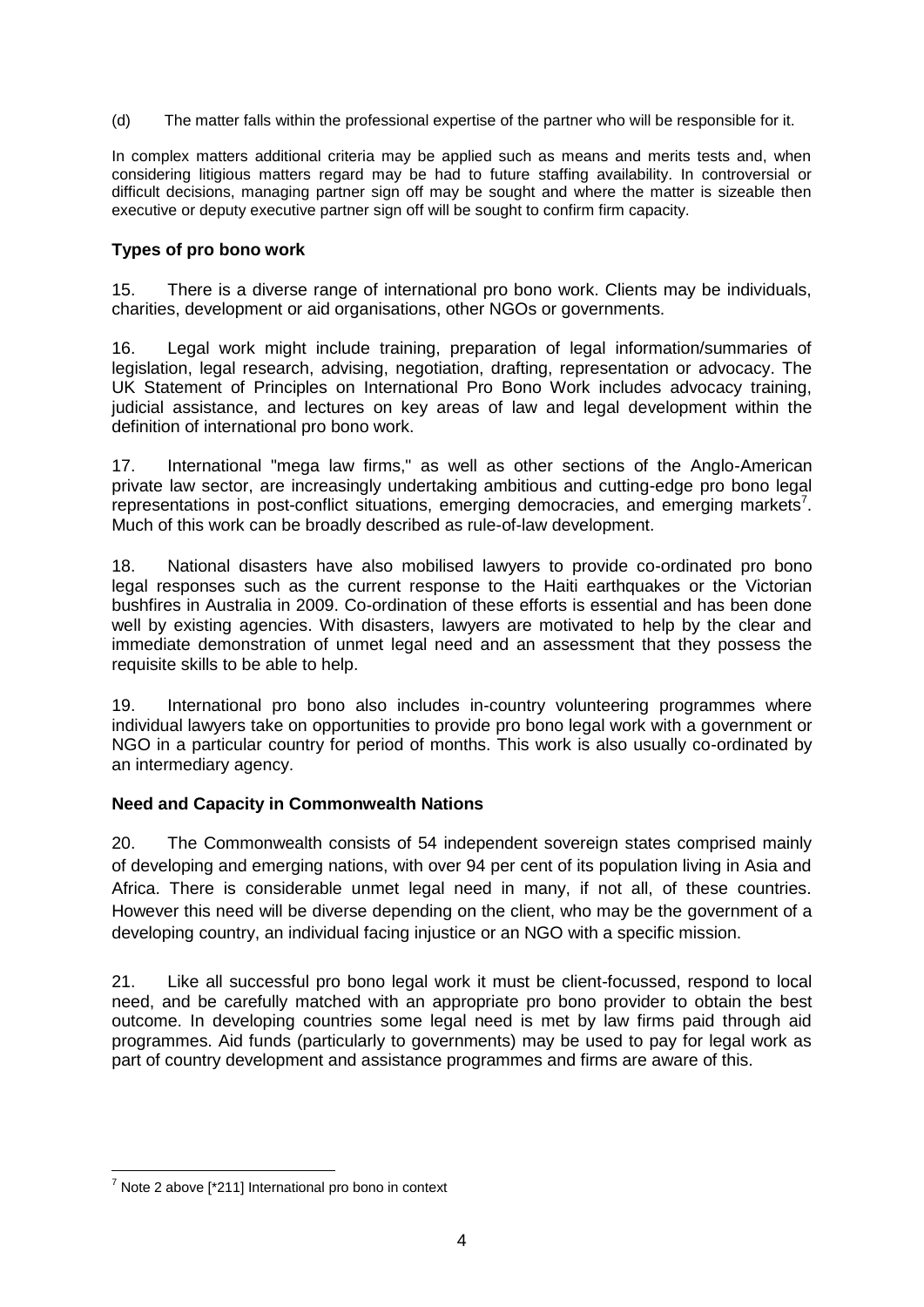(d) The matter falls within the professional expertise of the partner who will be responsible for it.

In complex matters additional criteria may be applied such as means and merits tests and, when considering litigious matters regard may be had to future staffing availability. In controversial or difficult decisions, managing partner sign off may be sought and where the matter is sizeable then executive or deputy executive partner sign off will be sought to confirm firm capacity.

### Types of pro bono work

15. There is a diverse range of international pro bono work. Clients may be individuals, charities, development or aid organisations, other NGOs or governments.

16. Legal work might include training, preparation of legal information/summaries of legislation, legal research, advising, negotiation, drafting, representation or advocacy. The UK Statement of Principles on International Pro Bono Work includes advocacy training, judicial assistance, and lectures on key areas of law and legal development within the definition of international pro bono work.

17. International "mega law firms," as well as other sections of the Anglo-American private law sector, are increasingly undertaking ambitious and cutting-edge pro bono legal representations in post-conflict situations, emerging democracies, and emerging markets[7]. Much of this work can be broadly described as rule-of-law development.

18. National disasters have also mobilised lawyers to provide co-ordinated pro bono legal responses such as the current response to the Haiti earthquakes or the Victorian bushfires in Australia in 2009. Co-ordination of these efforts is essential and has been done well by existing agencies. With disasters, lawyers are motivated to help by the clear and immediate demonstration of unmet legal need and an assessment that they possess the requisite skills to be able to help.

19. International pro bono also includes in-country volunteering programmes where individual lawyers take on opportunities to provide pro bono legal work with a government or NGO in a particular country for period of months. This work is also usually co-ordinated by an intermediary agency.

### Need and Capacity in Commonwealth Nations

20. The Commonwealth consists of 54 independent sovereign states comprised mainly of developing and emerging nations, with over 94 per cent of its population living in Asia and Africa. There is considerable unmet legal need in many, if not all, of these countries. However this need will be diverse depending on the client, who may be the government of a developing country, an individual facing injustice or an NGO with a specific mission.

21. Like all successful pro bono legal work it must be client-focussed, respond to local need, and be carefully matched with an appropriate pro bono provider to obtain the best outcome. In developing countries some legal need is met by law firms paid through aid programmes. Aid funds (particularly to governments) may be used to pay for legal work as part of country development and assistance programmes and firms are aware of this.

---

[7] Note 2 above [*211] International pro bono in context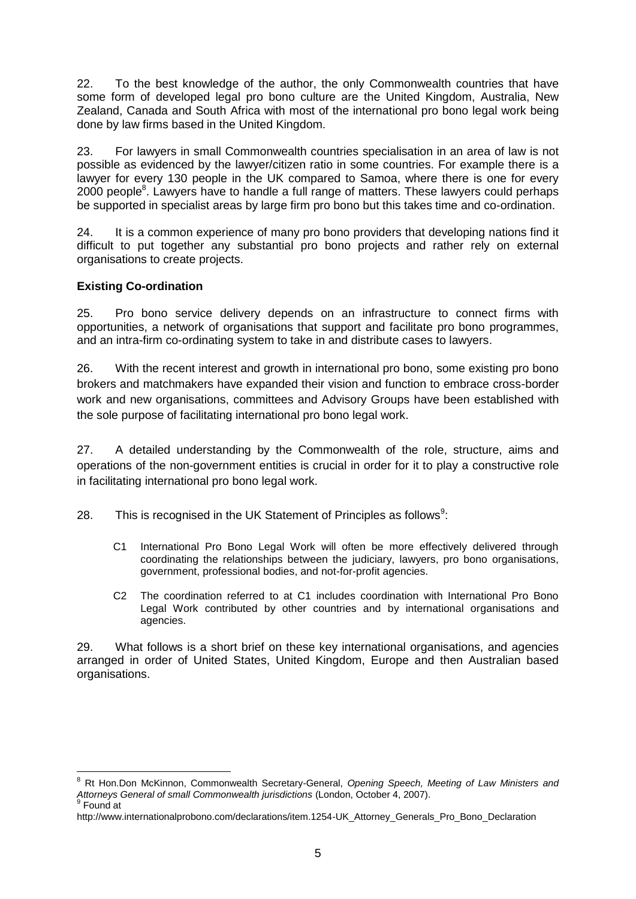22. To the best knowledge of the author, the only Commonwealth countries that have some form of developed legal pro bono culture are the United Kingdom, Australia, New Zealand, Canada and South Africa with most of the international pro bono legal work being done by law firms based in the United Kingdom.

23. For lawyers in small Commonwealth countries specialisation in an area of law is not possible as evidenced by the lawyer/citizen ratio in some countries. For example there is a lawyer for every 130 people in the UK compared to Samoa, where there is one for every 2000 people[8]. Lawyers have to handle a full range of matters. These lawyers could perhaps be supported in specialist areas by large firm pro bono but this takes time and co-ordination.

24. It is a common experience of many pro bono providers that developing nations find it difficult to put together any substantial pro bono projects and rather rely on external organisations to create projects.

**Existing Co-ordination**

25. Pro bono service delivery depends on an infrastructure to connect firms with opportunities, a network of organisations that support and facilitate pro bono programmes, and an intra-firm co-ordinating system to take in and distribute cases to lawyers.

26. With the recent interest and growth in international pro bono, some existing pro bono brokers and matchmakers have expanded their vision and function to embrace cross-border work and new organisations, committees and Advisory Groups have been established with the sole purpose of facilitating international pro bono legal work.

27. A detailed understanding by the Commonwealth of the role, structure, aims and operations of the non-government entities is crucial in order for it to play a constructive role in facilitating international pro bono legal work.

28. This is recognised in the UK Statement of Principles as follows[9]:

> C1 International Pro Bono Legal Work will often be more effectively delivered through coordinating the relationships between the judiciary, lawyers, pro bono organisations, government, professional bodies, and not-for-profit agencies.
>
> C2 The coordination referred to at C1 includes coordination with International Pro Bono Legal Work contributed by other countries and by international organisations and agencies.

29. What follows is a short brief on these key international organisations, and agencies arranged in order of United States, United Kingdom, Europe and then Australian based organisations.

---

[8] Rt Hon.Don McKinnon, Commonwealth Secretary-General, *Opening Speech, Meeting of Law Ministers and Attorneys General of small Commonwealth jurisdictions* (London, October 4, 2007).

[9] Found at http://www.internationalprobono.com/declarations/item.1254-UK_Attorney_Generals_Pro_Bono_Declaration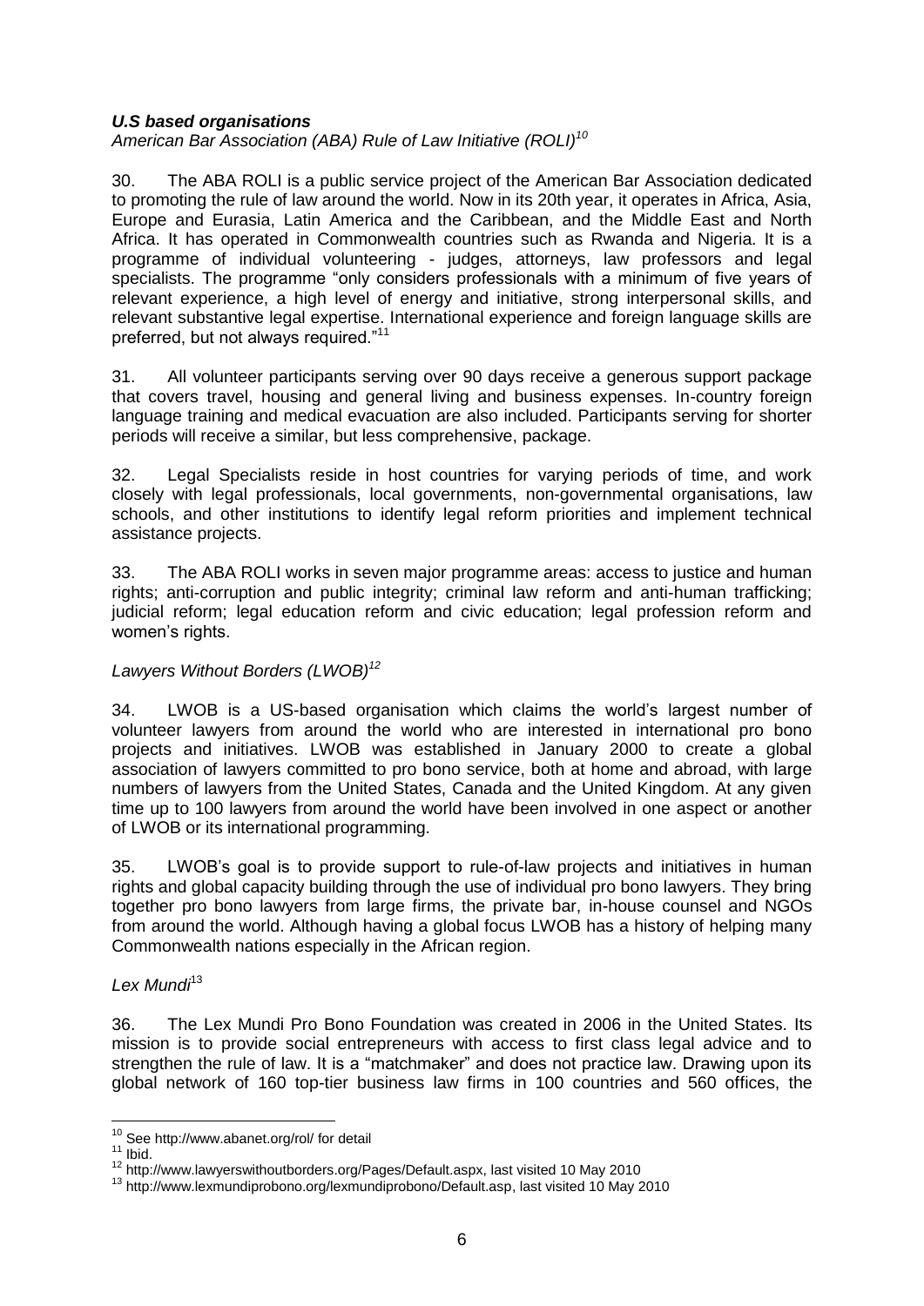### *U.S based organisations*

*American Bar Association (ABA) Rule of Law Initiative (ROLI)*[10]

30. The ABA ROLI is a public service project of the American Bar Association dedicated to promoting the rule of law around the world. Now in its 20th year, it operates in Africa, Asia, Europe and Eurasia, Latin America and the Caribbean, and the Middle East and North Africa. It has operated in Commonwealth countries such as Rwanda and Nigeria. It is a programme of individual volunteering - judges, attorneys, law professors and legal specialists. The programme "only considers professionals with a minimum of five years of relevant experience, a high level of energy and initiative, strong interpersonal skills, and relevant substantive legal expertise. International experience and foreign language skills are preferred, but not always required."[11]

31. All volunteer participants serving over 90 days receive a generous support package that covers travel, housing and general living and business expenses. In-country foreign language training and medical evacuation are also included. Participants serving for shorter periods will receive a similar, but less comprehensive, package.

32. Legal Specialists reside in host countries for varying periods of time, and work closely with legal professionals, local governments, non-governmental organisations, law schools, and other institutions to identify legal reform priorities and implement technical assistance projects.

33. The ABA ROLI works in seven major programme areas: access to justice and human rights; anti-corruption and public integrity; criminal law reform and anti-human trafficking; judicial reform; legal education reform and civic education; legal profession reform and women's rights.

*Lawyers Without Borders (LWOB)*[12]

34. LWOB is a US-based organisation which claims the world's largest number of volunteer lawyers from around the world who are interested in international pro bono projects and initiatives. LWOB was established in January 2000 to create a global association of lawyers committed to pro bono service, both at home and abroad, with large numbers of lawyers from the United States, Canada and the United Kingdom. At any given time up to 100 lawyers from around the world have been involved in one aspect or another of LWOB or its international programming.

35. LWOB's goal is to provide support to rule-of-law projects and initiatives in human rights and global capacity building through the use of individual pro bono lawyers. They bring together pro bono lawyers from large firms, the private bar, in-house counsel and NGOs from around the world. Although having a global focus LWOB has a history of helping many Commonwealth nations especially in the African region.

*Lex Mundi*[13]

36. The Lex Mundi Pro Bono Foundation was created in 2006 in the United States. Its mission is to provide social entrepreneurs with access to first class legal advice and to strengthen the rule of law. It is a "matchmaker" and does not practice law. Drawing upon its global network of 160 top-tier business law firms in 100 countries and 560 offices, the

---

[10] See http://www.abanet.org/rol/ for detail

[11] Ibid.

[12] http://www.lawyerswithoutborders.org/Pages/Default.aspx, last visited 10 May 2010

[13] http://www.lexmundiprobono.org/lexmundiprobono/Default.asp, last visited 10 May 2010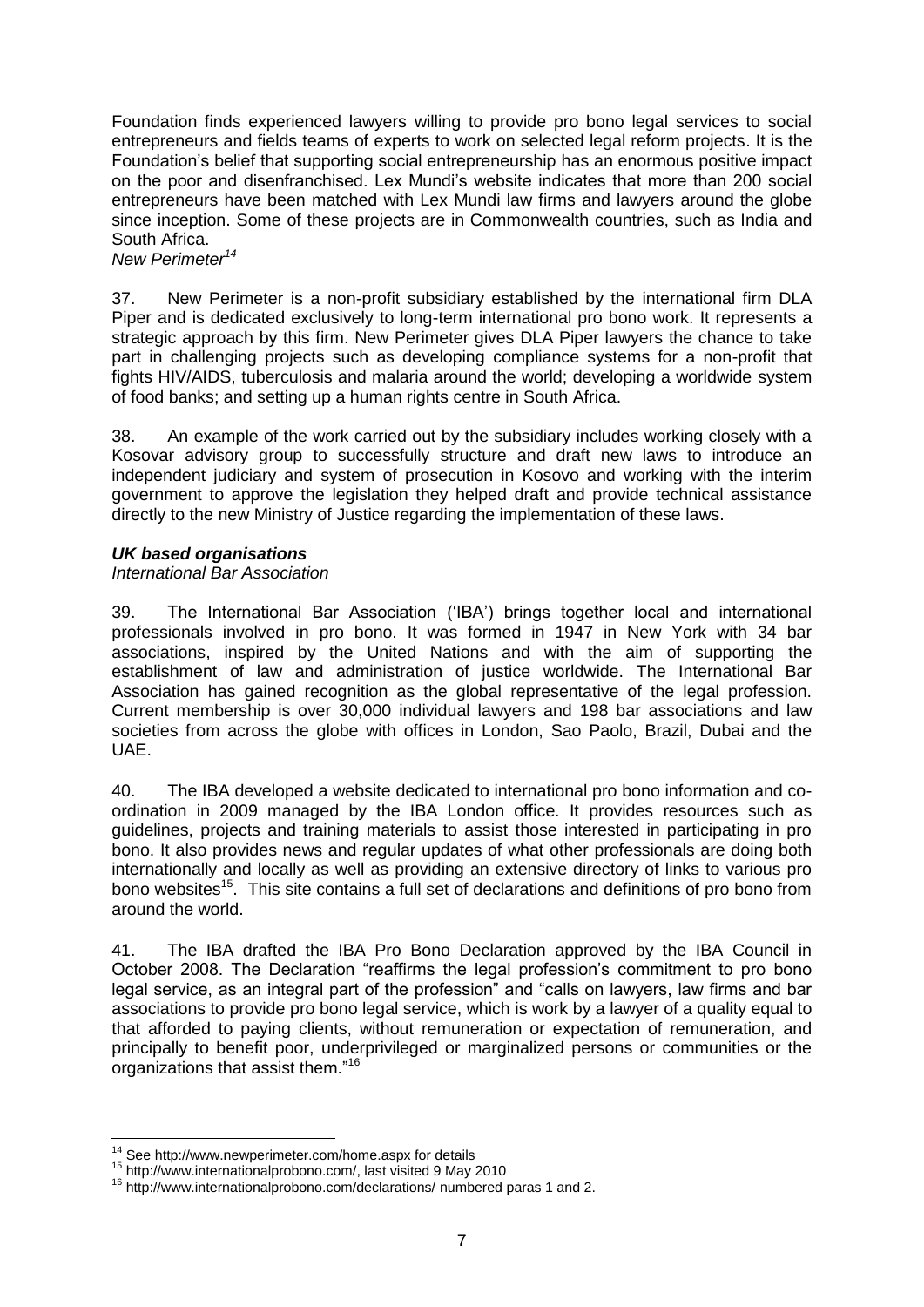Foundation finds experienced lawyers willing to provide pro bono legal services to social entrepreneurs and fields teams of experts to work on selected legal reform projects. It is the Foundation's belief that supporting social entrepreneurship has an enormous positive impact on the poor and disenfranchised. Lex Mundi's website indicates that more than 200 social entrepreneurs have been matched with Lex Mundi law firms and lawyers around the globe since inception. Some of these projects are in Commonwealth countries, such as India and South Africa.

*New Perimeter*[14]

37. New Perimeter is a non-profit subsidiary established by the international firm DLA Piper and is dedicated exclusively to long-term international pro bono work. It represents a strategic approach by this firm. New Perimeter gives DLA Piper lawyers the chance to take part in challenging projects such as developing compliance systems for a non-profit that fights HIV/AIDS, tuberculosis and malaria around the world; developing a worldwide system of food banks; and setting up a human rights centre in South Africa.

38. An example of the work carried out by the subsidiary includes working closely with a Kosovar advisory group to successfully structure and draft new laws to introduce an independent judiciary and system of prosecution in Kosovo and working with the interim government to approve the legislation they helped draft and provide technical assistance directly to the new Ministry of Justice regarding the implementation of these laws.

***UK based organisations***

*International Bar Association*

39. The International Bar Association ('IBA') brings together local and international professionals involved in pro bono. It was formed in 1947 in New York with 34 bar associations, inspired by the United Nations and with the aim of supporting the establishment of law and administration of justice worldwide. The International Bar Association has gained recognition as the global representative of the legal profession. Current membership is over 30,000 individual lawyers and 198 bar associations and law societies from across the globe with offices in London, Sao Paolo, Brazil, Dubai and the UAE.

40. The IBA developed a website dedicated to international pro bono information and co-ordination in 2009 managed by the IBA London office. It provides resources such as guidelines, projects and training materials to assist those interested in participating in pro bono. It also provides news and regular updates of what other professionals are doing both internationally and locally as well as providing an extensive directory of links to various pro bono websites[15]. This site contains a full set of declarations and definitions of pro bono from around the world.

41. The IBA drafted the IBA Pro Bono Declaration approved by the IBA Council in October 2008. The Declaration "reaffirms the legal profession's commitment to pro bono legal service, as an integral part of the profession" and "calls on lawyers, law firms and bar associations to provide pro bono legal service, which is work by a lawyer of a quality equal to that afforded to paying clients, without remuneration or expectation of remuneration, and principally to benefit poor, underprivileged or marginalized persons or communities or the organizations that assist them."[16]

---

[14] See http://www.newperimeter.com/home.aspx for details

[15] http://www.internationalprobono.com/, last visited 9 May 2010

[16] http://www.internationalprobono.com/declarations/ numbered paras 1 and 2.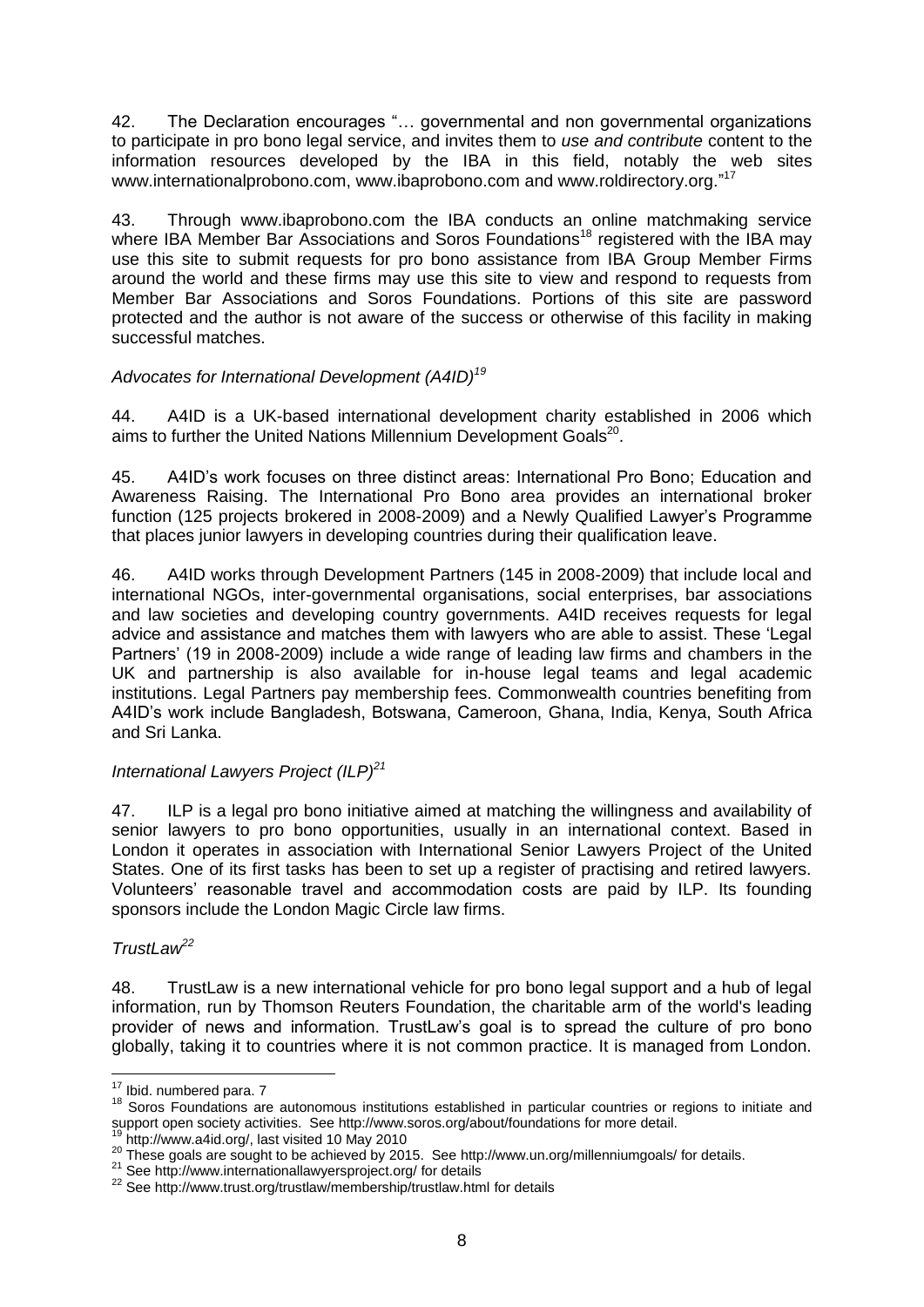42. The Declaration encourages "… governmental and non governmental organizations to participate in pro bono legal service, and invites them to *use and contribute* content to the information resources developed by the IBA in this field, notably the web sites www.internationalprobono.com, www.ibaprobono.com and www.roldirectory.org."[17]

43. Through www.ibaprobono.com the IBA conducts an online matchmaking service where IBA Member Bar Associations and Soros Foundations[18] registered with the IBA may use this site to submit requests for pro bono assistance from IBA Group Member Firms around the world and these firms may use this site to view and respond to requests from Member Bar Associations and Soros Foundations. Portions of this site are password protected and the author is not aware of the success or otherwise of this facility in making successful matches.

*Advocates for International Development (A4ID)*[19]

44. A4ID is a UK-based international development charity established in 2006 which aims to further the United Nations Millennium Development Goals[20].

45. A4ID's work focuses on three distinct areas: International Pro Bono; Education and Awareness Raising. The International Pro Bono area provides an international broker function (125 projects brokered in 2008-2009) and a Newly Qualified Lawyer's Programme that places junior lawyers in developing countries during their qualification leave.

46. A4ID works through Development Partners (145 in 2008-2009) that include local and international NGOs, inter-governmental organisations, social enterprises, bar associations and law societies and developing country governments. A4ID receives requests for legal advice and assistance and matches them with lawyers who are able to assist. These 'Legal Partners' (19 in 2008-2009) include a wide range of leading law firms and chambers in the UK and partnership is also available for in-house legal teams and legal academic institutions. Legal Partners pay membership fees. Commonwealth countries benefiting from A4ID's work include Bangladesh, Botswana, Cameroon, Ghana, India, Kenya, South Africa and Sri Lanka.

*International Lawyers Project (ILP)*[21]

47. ILP is a legal pro bono initiative aimed at matching the willingness and availability of senior lawyers to pro bono opportunities, usually in an international context. Based in London it operates in association with International Senior Lawyers Project of the United States. One of its first tasks has been to set up a register of practising and retired lawyers. Volunteers' reasonable travel and accommodation costs are paid by ILP. Its founding sponsors include the London Magic Circle law firms.

*TrustLaw*[22]

48. TrustLaw is a new international vehicle for pro bono legal support and a hub of legal information, run by Thomson Reuters Foundation, the charitable arm of the world's leading provider of news and information. TrustLaw's goal is to spread the culture of pro bono globally, taking it to countries where it is not common practice. It is managed from London.

---

[17] Ibid. numbered para. 7

[18] Soros Foundations are autonomous institutions established in particular countries or regions to initiate and support open society activities. See http://www.soros.org/about/foundations for more detail.

[19] http://www.a4id.org/, last visited 10 May 2010

[20] These goals are sought to be achieved by 2015. See http://www.un.org/millenniumgoals/ for details.

[21] See http://www.internationallawyersproject.org/ for details

[22] See http://www.trust.org/trustlaw/membership/trustlaw.html for details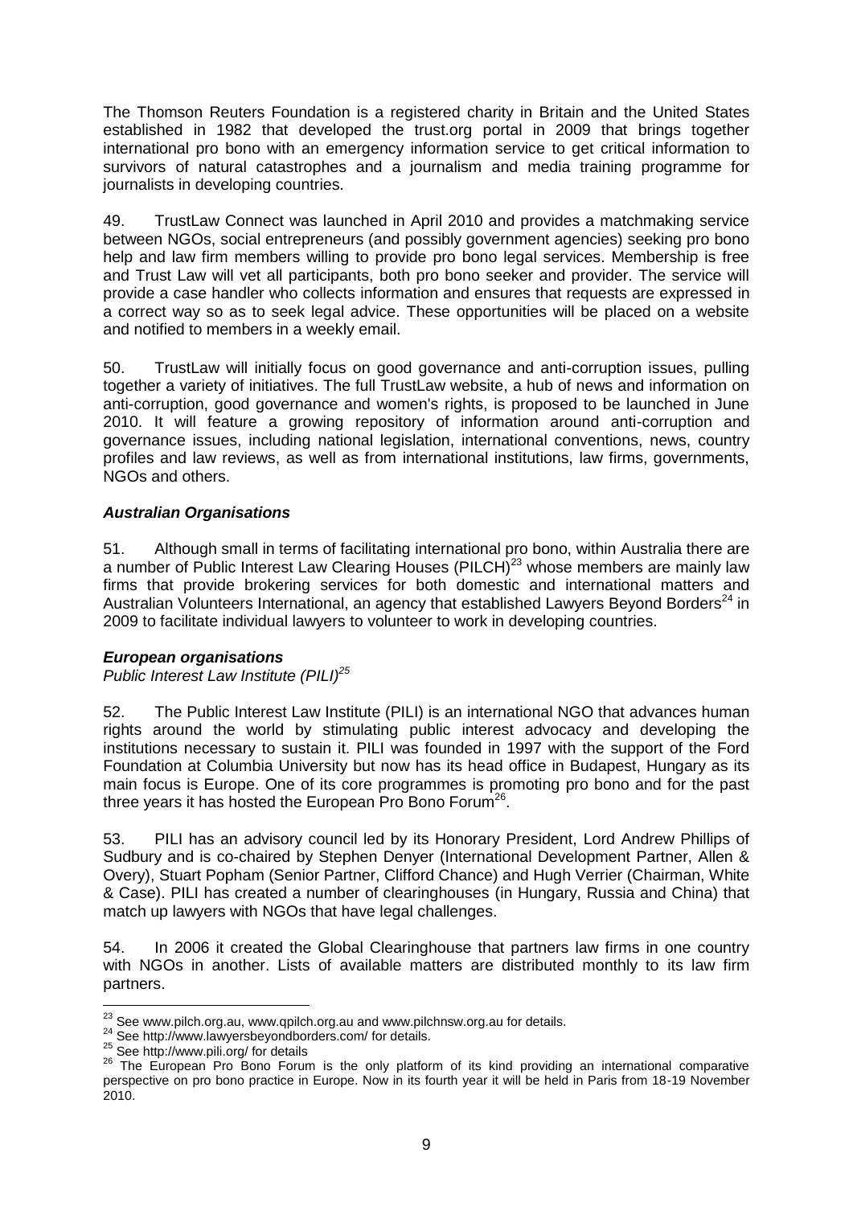The Thomson Reuters Foundation is a registered charity in Britain and the United States established in 1982 that developed the trust.org portal in 2009 that brings together international pro bono with an emergency information service to get critical information to survivors of natural catastrophes and a journalism and media training programme for journalists in developing countries.

49. TrustLaw Connect was launched in April 2010 and provides a matchmaking service between NGOs, social entrepreneurs (and possibly government agencies) seeking pro bono help and law firm members willing to provide pro bono legal services. Membership is free and Trust Law will vet all participants, both pro bono seeker and provider. The service will provide a case handler who collects information and ensures that requests are expressed in a correct way so as to seek legal advice. These opportunities will be placed on a website and notified to members in a weekly email.

50. TrustLaw will initially focus on good governance and anti-corruption issues, pulling together a variety of initiatives. The full TrustLaw website, a hub of news and information on anti-corruption, good governance and women's rights, is proposed to be launched in June 2010. It will feature a growing repository of information around anti-corruption and governance issues, including national legislation, international conventions, news, country profiles and law reviews, as well as from international institutions, law firms, governments, NGOs and others.

### *Australian Organisations*

51. Although small in terms of facilitating international pro bono, within Australia there are a number of Public Interest Law Clearing Houses (PILCH)[23] whose members are mainly law firms that provide brokering services for both domestic and international matters and Australian Volunteers International, an agency that established Lawyers Beyond Borders[24] in 2009 to facilitate individual lawyers to volunteer to work in developing countries.

### *European organisations*

*Public Interest Law Institute (PILI)[25]*

52. The Public Interest Law Institute (PILI) is an international NGO that advances human rights around the world by stimulating public interest advocacy and developing the institutions necessary to sustain it. PILI was founded in 1997 with the support of the Ford Foundation at Columbia University but now has its head office in Budapest, Hungary as its main focus is Europe. One of its core programmes is promoting pro bono and for the past three years it has hosted the European Pro Bono Forum[26].

53. PILI has an advisory council led by its Honorary President, Lord Andrew Phillips of Sudbury and is co-chaired by Stephen Denyer (International Development Partner, Allen & Overy), Stuart Popham (Senior Partner, Clifford Chance) and Hugh Verrier (Chairman, White & Case). PILI has created a number of clearinghouses (in Hungary, Russia and China) that match up lawyers with NGOs that have legal challenges.

54. In 2006 it created the Global Clearinghouse that partners law firms in one country with NGOs in another. Lists of available matters are distributed monthly to its law firm partners.

---

[23] See www.pilch.org.au, www.qpilch.org.au and www.pilchnsw.org.au for details.

[24] See http://www.lawyersbeyondborders.com/ for details.

[25] See http://www.pili.org/ for details

[26] The European Pro Bono Forum is the only platform of its kind providing an international comparative perspective on pro bono practice in Europe. Now in its fourth year it will be held in Paris from 18-19 November 2010.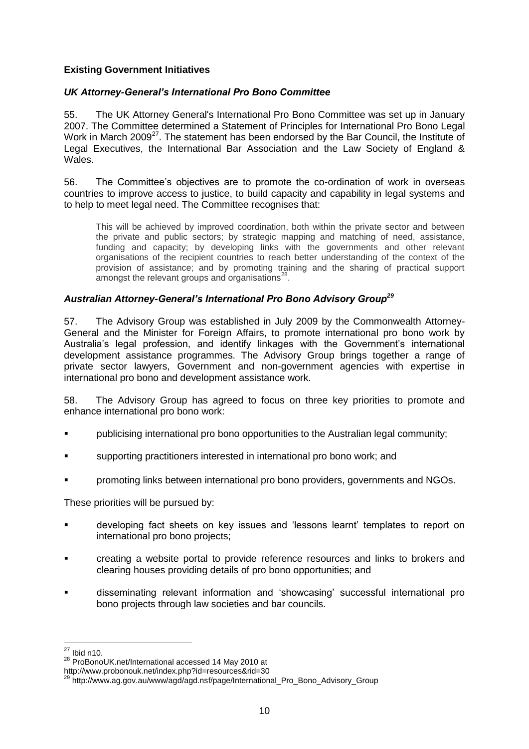### Existing Government Initiatives

#### *UK Attorney-General's International Pro Bono Committee*

55. The UK Attorney General's International Pro Bono Committee was set up in January 2007. The Committee determined a Statement of Principles for International Pro Bono Legal Work in March 2009[27]. The statement has been endorsed by the Bar Council, the Institute of Legal Executives, the International Bar Association and the Law Society of England & Wales.

56. The Committee's objectives are to promote the co-ordination of work in overseas countries to improve access to justice, to build capacity and capability in legal systems and to help to meet legal need. The Committee recognises that:

> This will be achieved by improved coordination, both within the private sector and between the private and public sectors; by strategic mapping and matching of need, assistance, funding and capacity; by developing links with the governments and other relevant organisations of the recipient countries to reach better understanding of the context of the provision of assistance; and by promoting training and the sharing of practical support amongst the relevant groups and organisations[28].

#### *Australian Attorney-General's International Pro Bono Advisory Group[29]*

57. The Advisory Group was established in July 2009 by the Commonwealth Attorney-General and the Minister for Foreign Affairs, to promote international pro bono work by Australia's legal profession, and identify linkages with the Government's international development assistance programmes. The Advisory Group brings together a range of private sector lawyers, Government and non-government agencies with expertise in international pro bono and development assistance work.

58. The Advisory Group has agreed to focus on three key priorities to promote and enhance international pro bono work:

- publicising international pro bono opportunities to the Australian legal community;
- supporting practitioners interested in international pro bono work; and
- promoting links between international pro bono providers, governments and NGOs.

These priorities will be pursued by:

- developing fact sheets on key issues and 'lessons learnt' templates to report on international pro bono projects;
- creating a website portal to provide reference resources and links to brokers and clearing houses providing details of pro bono opportunities; and
- disseminating relevant information and 'showcasing' successful international pro bono projects through law societies and bar councils.

---

[27] Ibid n10.

[28] ProBonoUK.net/International accessed 14 May 2010 at http://www.probonouk.net/index.php?id=resources&rid=30

[29] http://www.ag.gov.au/www/agd/agd.nsf/page/International_Pro_Bono_Advisory_Group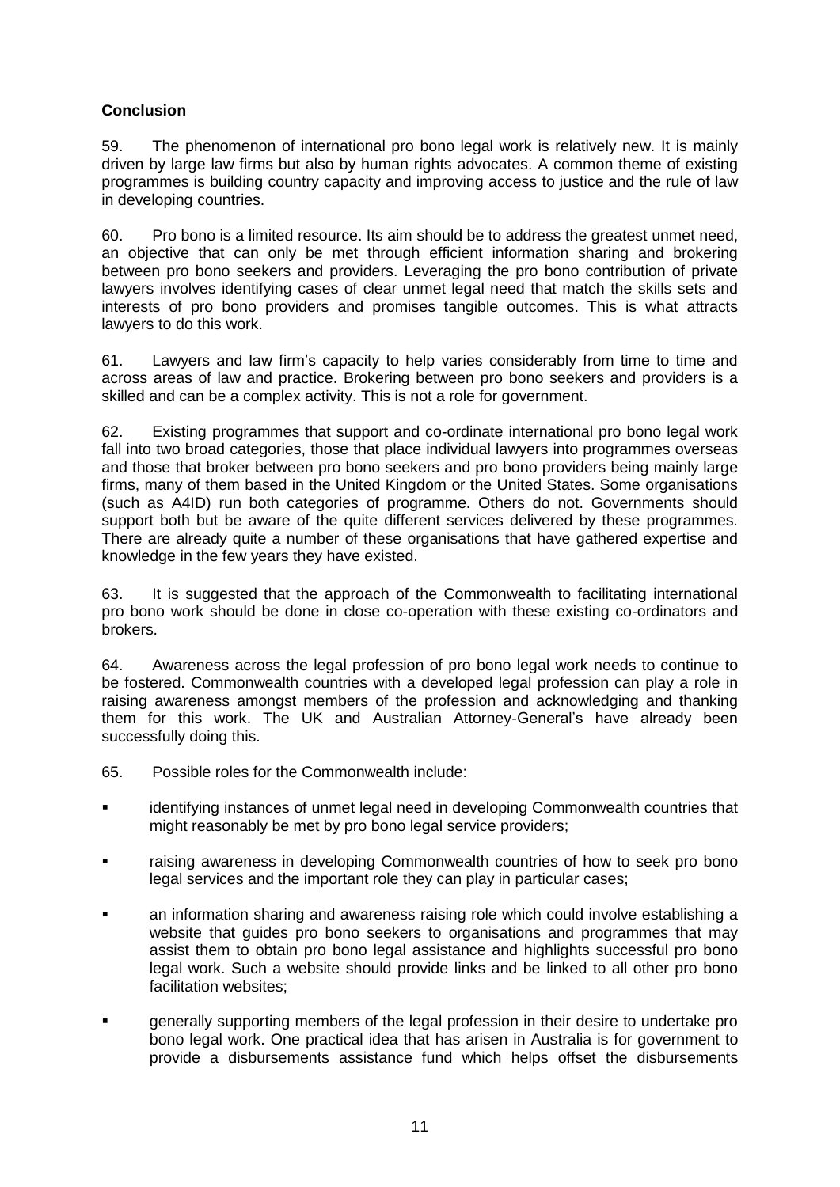**Conclusion**

59. The phenomenon of international pro bono legal work is relatively new. It is mainly driven by large law firms but also by human rights advocates. A common theme of existing programmes is building country capacity and improving access to justice and the rule of law in developing countries.

60. Pro bono is a limited resource. Its aim should be to address the greatest unmet need, an objective that can only be met through efficient information sharing and brokering between pro bono seekers and providers. Leveraging the pro bono contribution of private lawyers involves identifying cases of clear unmet legal need that match the skills sets and interests of pro bono providers and promises tangible outcomes. This is what attracts lawyers to do this work.

61. Lawyers and law firm's capacity to help varies considerably from time to time and across areas of law and practice. Brokering between pro bono seekers and providers is a skilled and can be a complex activity. This is not a role for government.

62. Existing programmes that support and co-ordinate international pro bono legal work fall into two broad categories, those that place individual lawyers into programmes overseas and those that broker between pro bono seekers and pro bono providers being mainly large firms, many of them based in the United Kingdom or the United States. Some organisations (such as A4ID) run both categories of programme. Others do not. Governments should support both but be aware of the quite different services delivered by these programmes. There are already quite a number of these organisations that have gathered expertise and knowledge in the few years they have existed.

63. It is suggested that the approach of the Commonwealth to facilitating international pro bono work should be done in close co-operation with these existing co-ordinators and brokers.

64. Awareness across the legal profession of pro bono legal work needs to continue to be fostered. Commonwealth countries with a developed legal profession can play a role in raising awareness amongst members of the profession and acknowledging and thanking them for this work. The UK and Australian Attorney-General's have already been successfully doing this.

65. Possible roles for the Commonwealth include:

- identifying instances of unmet legal need in developing Commonwealth countries that might reasonably be met by pro bono legal service providers;
- raising awareness in developing Commonwealth countries of how to seek pro bono legal services and the important role they can play in particular cases;
- an information sharing and awareness raising role which could involve establishing a website that guides pro bono seekers to organisations and programmes that may assist them to obtain pro bono legal assistance and highlights successful pro bono legal work. Such a website should provide links and be linked to all other pro bono facilitation websites;
- generally supporting members of the legal profession in their desire to undertake pro bono legal work. One practical idea that has arisen in Australia is for government to provide a disbursements assistance fund which helps offset the disbursements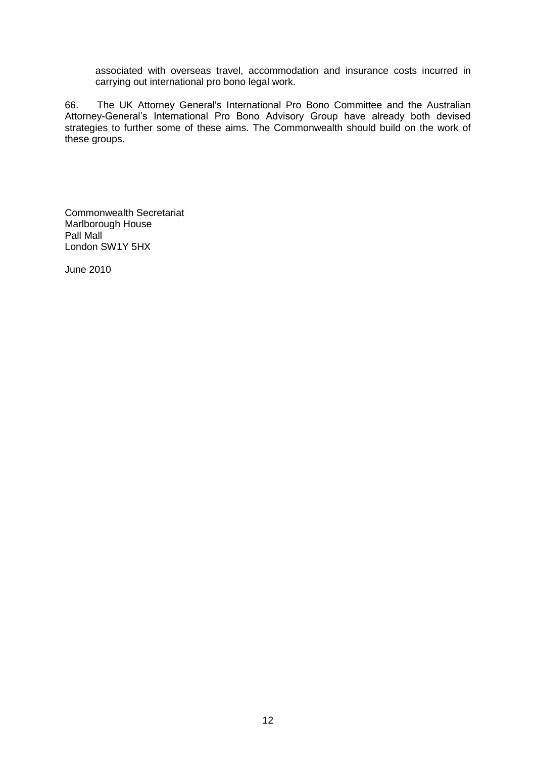associated with overseas travel, accommodation and insurance costs incurred in carrying out international pro bono legal work.

66. The UK Attorney General's International Pro Bono Committee and the Australian Attorney-General's International Pro Bono Advisory Group have already both devised strategies to further some of these aims. The Commonwealth should build on the work of these groups.

Commonwealth Secretariat
Marlborough House
Pall Mall
London SW1Y 5HX

June 2010